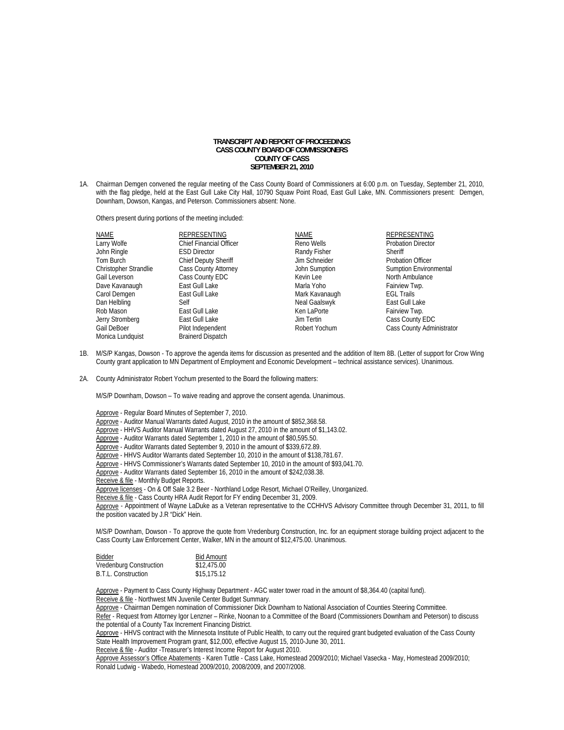**TRANSCRIPT AND REPORT OF PROCEEDINGS**
**CASS COUNTY BOARD OF COMMISSIONERS**
**COUNTY OF CASS**
**SEPTEMBER 21, 2010**

1A. Chairman Demgen convened the regular meeting of the Cass County Board of Commissioners at 6:00 p.m. on Tuesday, September 21, 2010, with the flag pledge, held at the East Gull Lake City Hall, 10790 Squaw Point Road, East Gull Lake, MN. Commissioners present: Demgen, Downham, Dowson, Kangas, and Peterson. Commissioners absent: None.

Others present during portions of the meeting included:

| NAME | REPRESENTING | NAME | REPRESENTING |
|---|---|---|---|
| Larry Wolfe | Chief Financial Officer | Reno Wells | Probation Director |
| John Ringle | ESD Director | Randy Fisher | Sheriff |
| Tom Burch | Chief Deputy Sheriff | Jim Schneider | Probation Officer |
| Christopher Strandlie | Cass County Attorney | John Sumption | Sumption Environmental |
| Gail Leverson | Cass County EDC | Kevin Lee | North Ambulance |
| Dave Kavanaugh | East Gull Lake | Marla Yoho | Fairview Twp. |
| Carol Demgen | East Gull Lake | Mark Kavanaugh | EGL Trails |
| Dan Helbling | Self | Neal Gaalswyk | East Gull Lake |
| Rob Mason | East Gull Lake | Ken LaPorte | Fairview Twp. |
| Jerry Stromberg | East Gull Lake | Jim Tertin | Cass County EDC |
| Gail DeBoer | Pilot Independent | Robert Yochum | Cass County Administrator |
| Monica Lundquist | Brainerd Dispatch | | |

1B. M/S/P Kangas, Dowson - To approve the agenda items for discussion as presented and the addition of Item 8B. (Letter of support for Crow Wing County grant application to MN Department of Employment and Economic Development – technical assistance services). Unanimous.

2A. County Administrator Robert Yochum presented to the Board the following matters:

M/S/P Downham, Dowson – To waive reading and approve the consent agenda. Unanimous.

Approve - Regular Board Minutes of September 7, 2010.
Approve - Auditor Manual Warrants dated August, 2010 in the amount of $852,368.58.
Approve - HHVS Auditor Manual Warrants dated August 27, 2010 in the amount of $1,143.02.
Approve - Auditor Warrants dated September 1, 2010 in the amount of $80,595.50.
Approve - Auditor Warrants dated September 9, 2010 in the amount of $339,672.89.
Approve - HHVS Auditor Warrants dated September 10, 2010 in the amount of $138,781.67.
Approve - HHVS Commissioner's Warrants dated September 10, 2010 in the amount of $93,041.70.
Approve - Auditor Warrants dated September 16, 2010 in the amount of $242,038.38.
Receive & file - Monthly Budget Reports.
Approve licenses - On & Off Sale 3.2 Beer - Northland Lodge Resort, Michael O'Reilley, Unorganized.
Receive & file - Cass County HRA Audit Report for FY ending December 31, 2009.
Approve - Appointment of Wayne LaDuke as a Veteran representative to the CCHHVS Advisory Committee through December 31, 2011, to fill the position vacated by J.R "Dick" Hein.

M/S/P Downham, Dowson - To approve the quote from Vredenburg Construction, Inc. for an equipment storage building project adjacent to the Cass County Law Enforcement Center, Walker, MN in the amount of $12,475.00. Unanimous.

| Bidder | Bid Amount |
|---|---|
| Vredenburg Construction | $12,475.00 |
| B.T.L. Construction | $15,175.12 |

Approve - Payment to Cass County Highway Department - AGC water tower road in the amount of $8,364.40 (capital fund).
Receive & file - Northwest MN Juvenile Center Budget Summary.
Approve - Chairman Demgen nomination of Commissioner Dick Downham to National Association of Counties Steering Committee.
Refer - Request from Attorney Igor Lenzner – Rinke, Noonan to a Committee of the Board (Commissioners Downham and Peterson) to discuss the potential of a County Tax Increment Financing District.
Approve - HHVS contract with the Minnesota Institute of Public Health, to carry out the required grant budgeted evaluation of the Cass County State Health Improvement Program grant, $12,000, effective August 15, 2010-June 30, 2011.
Receive & file - Auditor -Treasurer's Interest Income Report for August 2010.
Approve Assessor's Office Abatements - Karen Tuttle - Cass Lake, Homestead 2009/2010; Michael Vasecka - May, Homestead 2009/2010; Ronald Ludwig - Wabedo, Homestead 2009/2010, 2008/2009, and 2007/2008.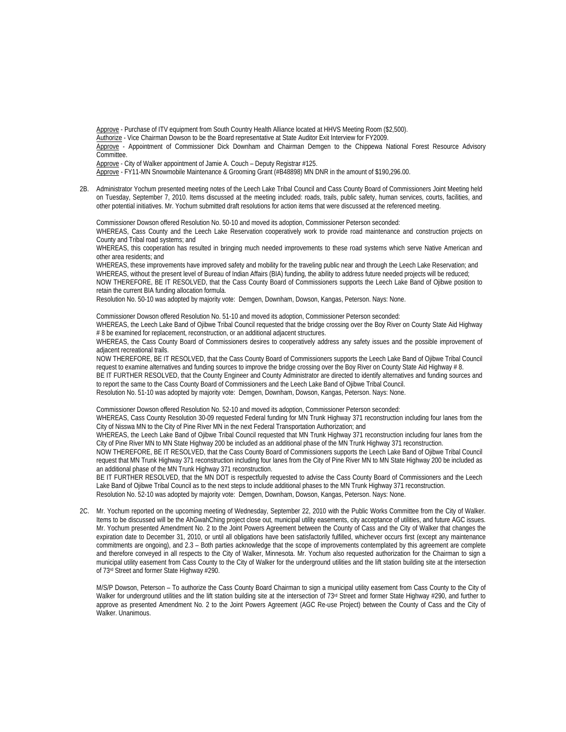Approve - Purchase of ITV equipment from South Country Health Alliance located at HHVS Meeting Room ($2,500).

Authorize - Vice Chairman Dowson to be the Board representative at State Auditor Exit Interview for FY2009.

Approve - Appointment of Commissioner Dick Downham and Chairman Demgen to the Chippewa National Forest Resource Advisory Committee.

Approve - City of Walker appointment of Jamie A. Couch – Deputy Registrar #125.

Approve - FY11-MN Snowmobile Maintenance & Grooming Grant (#B48898) MN DNR in the amount of $190,296.00.

2B. Administrator Yochum presented meeting notes of the Leech Lake Tribal Council and Cass County Board of Commissioners Joint Meeting held on Tuesday, September 7, 2010. Items discussed at the meeting included: roads, trails, public safety, human services, courts, facilities, and other potential initiatives. Mr. Yochum submitted draft resolutions for action items that were discussed at the referenced meeting.

Commissioner Dowson offered Resolution No. 50-10 and moved its adoption, Commissioner Peterson seconded:

WHEREAS, Cass County and the Leech Lake Reservation cooperatively work to provide road maintenance and construction projects on County and Tribal road systems; and

WHEREAS, this cooperation has resulted in bringing much needed improvements to these road systems which serve Native American and other area residents; and

WHEREAS, these improvements have improved safety and mobility for the traveling public near and through the Leech Lake Reservation; and

WHEREAS, without the present level of Bureau of Indian Affairs (BIA) funding, the ability to address future needed projects will be reduced;

NOW THEREFORE, BE IT RESOLVED, that the Cass County Board of Commissioners supports the Leech Lake Band of Ojibwe position to retain the current BIA funding allocation formula.

Resolution No. 50-10 was adopted by majority vote: Demgen, Downham, Dowson, Kangas, Peterson. Nays: None.

Commissioner Dowson offered Resolution No. 51-10 and moved its adoption, Commissioner Peterson seconded:

WHEREAS, the Leech Lake Band of Ojibwe Tribal Council requested that the bridge crossing over the Boy River on County State Aid Highway # 8 be examined for replacement, reconstruction, or an additional adjacent structures.

WHEREAS, the Cass County Board of Commissioners desires to cooperatively address any safety issues and the possible improvement of adjacent recreational trails.

NOW THEREFORE, BE IT RESOLVED, that the Cass County Board of Commissioners supports the Leech Lake Band of Ojibwe Tribal Council request to examine alternatives and funding sources to improve the bridge crossing over the Boy River on County State Aid Highway # 8.

BE IT FURTHER RESOLVED, that the County Engineer and County Administrator are directed to identify alternatives and funding sources and to report the same to the Cass County Board of Commissioners and the Leech Lake Band of Ojibwe Tribal Council.

Resolution No. 51-10 was adopted by majority vote: Demgen, Downham, Dowson, Kangas, Peterson. Nays: None.

Commissioner Dowson offered Resolution No. 52-10 and moved its adoption, Commissioner Peterson seconded:

WHEREAS, Cass County Resolution 30-09 requested Federal funding for MN Trunk Highway 371 reconstruction including four lanes from the City of Nisswa MN to the City of Pine River MN in the next Federal Transportation Authorization; and

WHEREAS, the Leech Lake Band of Ojibwe Tribal Council requested that MN Trunk Highway 371 reconstruction including four lanes from the City of Pine River MN to MN State Highway 200 be included as an additional phase of the MN Trunk Highway 371 reconstruction.

NOW THEREFORE, BE IT RESOLVED, that the Cass County Board of Commissioners supports the Leech Lake Band of Ojibwe Tribal Council request that MN Trunk Highway 371 reconstruction including four lanes from the City of Pine River MN to MN State Highway 200 be included as an additional phase of the MN Trunk Highway 371 reconstruction.

BE IT FURTHER RESOLVED, that the MN DOT is respectfully requested to advise the Cass County Board of Commissioners and the Leech Lake Band of Ojibwe Tribal Council as to the next steps to include additional phases to the MN Trunk Highway 371 reconstruction.

Resolution No. 52-10 was adopted by majority vote: Demgen, Downham, Dowson, Kangas, Peterson. Nays: None.

2C. Mr. Yochum reported on the upcoming meeting of Wednesday, September 22, 2010 with the Public Works Committee from the City of Walker. Items to be discussed will be the AhGwahChing project close out, municipal utility easements, city acceptance of utilities, and future AGC issues. Mr. Yochum presented Amendment No. 2 to the Joint Powers Agreement between the County of Cass and the City of Walker that changes the expiration date to December 31, 2010, or until all obligations have been satisfactorily fulfilled, whichever occurs first (except any maintenance commitments are ongoing), and 2.3 – Both parties acknowledge that the scope of improvements contemplated by this agreement are complete and therefore conveyed in all respects to the City of Walker, Minnesota. Mr. Yochum also requested authorization for the Chairman to sign a municipal utility easement from Cass County to the City of Walker for the underground utilities and the lift station building site at the intersection of 73rd Street and former State Highway #290.

M/S/P Dowson, Peterson – To authorize the Cass County Board Chairman to sign a municipal utility easement from Cass County to the City of Walker for underground utilities and the lift station building site at the intersection of 73rd Street and former State Highway #290, and further to approve as presented Amendment No. 2 to the Joint Powers Agreement (AGC Re-use Project) between the County of Cass and the City of Walker. Unanimous.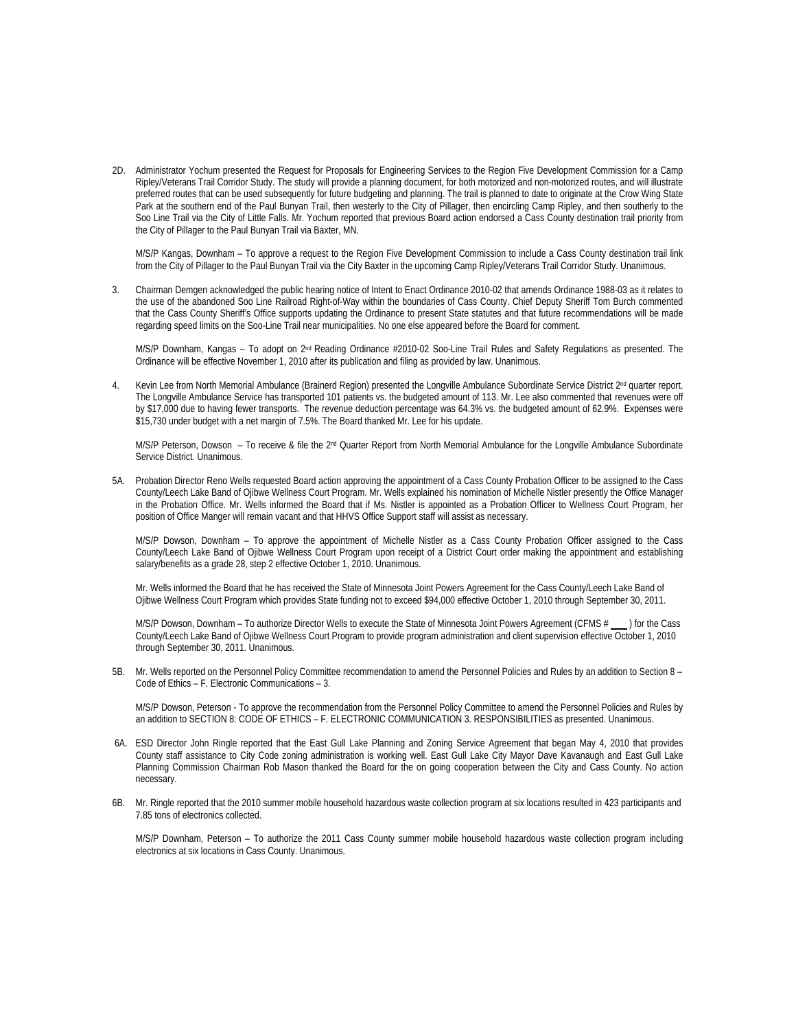2D. Administrator Yochum presented the Request for Proposals for Engineering Services to the Region Five Development Commission for a Camp Ripley/Veterans Trail Corridor Study. The study will provide a planning document, for both motorized and non-motorized routes, and will illustrate preferred routes that can be used subsequently for future budgeting and planning. The trail is planned to date to originate at the Crow Wing State Park at the southern end of the Paul Bunyan Trail, then westerly to the City of Pillager, then encircling Camp Ripley, and then southerly to the Soo Line Trail via the City of Little Falls. Mr. Yochum reported that previous Board action endorsed a Cass County destination trail priority from the City of Pillager to the Paul Bunyan Trail via Baxter, MN.

M/S/P Kangas, Downham – To approve a request to the Region Five Development Commission to include a Cass County destination trail link from the City of Pillager to the Paul Bunyan Trail via the City Baxter in the upcoming Camp Ripley/Veterans Trail Corridor Study. Unanimous.

3. Chairman Demgen acknowledged the public hearing notice of Intent to Enact Ordinance 2010-02 that amends Ordinance 1988-03 as it relates to the use of the abandoned Soo Line Railroad Right-of-Way within the boundaries of Cass County. Chief Deputy Sheriff Tom Burch commented that the Cass County Sheriff's Office supports updating the Ordinance to present State statutes and that future recommendations will be made regarding speed limits on the Soo-Line Trail near municipalities. No one else appeared before the Board for comment.

M/S/P Downham, Kangas – To adopt on 2nd Reading Ordinance #2010-02 Soo-Line Trail Rules and Safety Regulations as presented. The Ordinance will be effective November 1, 2010 after its publication and filing as provided by law. Unanimous.

4. Kevin Lee from North Memorial Ambulance (Brainerd Region) presented the Longville Ambulance Subordinate Service District 2nd quarter report. The Longville Ambulance Service has transported 101 patients vs. the budgeted amount of 113. Mr. Lee also commented that revenues were off by $17,000 due to having fewer transports. The revenue deduction percentage was 64.3% vs. the budgeted amount of 62.9%. Expenses were $15,730 under budget with a net margin of 7.5%. The Board thanked Mr. Lee for his update.

M/S/P Peterson, Dowson – To receive & file the 2nd Quarter Report from North Memorial Ambulance for the Longville Ambulance Subordinate Service District. Unanimous.

5A. Probation Director Reno Wells requested Board action approving the appointment of a Cass County Probation Officer to be assigned to the Cass County/Leech Lake Band of Ojibwe Wellness Court Program. Mr. Wells explained his nomination of Michelle Nistler presently the Office Manager in the Probation Office. Mr. Wells informed the Board that if Ms. Nistler is appointed as a Probation Officer to Wellness Court Program, her position of Office Manger will remain vacant and that HHVS Office Support staff will assist as necessary.

M/S/P Dowson, Downham – To approve the appointment of Michelle Nistler as a Cass County Probation Officer assigned to the Cass County/Leech Lake Band of Ojibwe Wellness Court Program upon receipt of a District Court order making the appointment and establishing salary/benefits as a grade 28, step 2 effective October 1, 2010. Unanimous.

Mr. Wells informed the Board that he has received the State of Minnesota Joint Powers Agreement for the Cass County/Leech Lake Band of Ojibwe Wellness Court Program which provides State funding not to exceed $94,000 effective October 1, 2010 through September 30, 2011.

M/S/P Dowson, Downham – To authorize Director Wells to execute the State of Minnesota Joint Powers Agreement (CFMS # ___ ) for the Cass County/Leech Lake Band of Ojibwe Wellness Court Program to provide program administration and client supervision effective October 1, 2010 through September 30, 2011. Unanimous.

5B. Mr. Wells reported on the Personnel Policy Committee recommendation to amend the Personnel Policies and Rules by an addition to Section 8 – Code of Ethics – F. Electronic Communications – 3.

M/S/P Dowson, Peterson - To approve the recommendation from the Personnel Policy Committee to amend the Personnel Policies and Rules by an addition to SECTION 8: CODE OF ETHICS – F. ELECTRONIC COMMUNICATION 3. RESPONSIBILITIES as presented. Unanimous.

6A. ESD Director John Ringle reported that the East Gull Lake Planning and Zoning Service Agreement that began May 4, 2010 that provides County staff assistance to City Code zoning administration is working well. East Gull Lake City Mayor Dave Kavanaugh and East Gull Lake Planning Commission Chairman Rob Mason thanked the Board for the on going cooperation between the City and Cass County. No action necessary.

6B. Mr. Ringle reported that the 2010 summer mobile household hazardous waste collection program at six locations resulted in 423 participants and 7.85 tons of electronics collected.

M/S/P Downham, Peterson – To authorize the 2011 Cass County summer mobile household hazardous waste collection program including electronics at six locations in Cass County. Unanimous.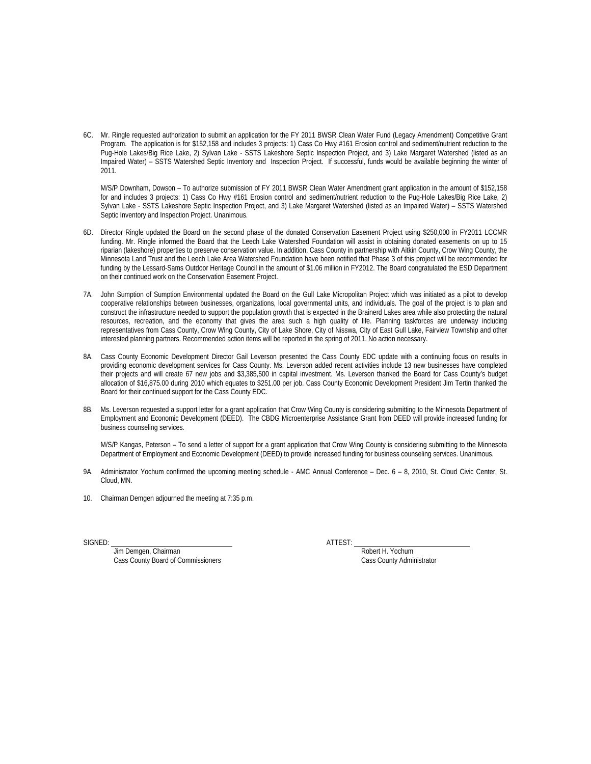6C. Mr. Ringle requested authorization to submit an application for the FY 2011 BWSR Clean Water Fund (Legacy Amendment) Competitive Grant Program. The application is for $152,158 and includes 3 projects: 1) Cass Co Hwy #161 Erosion control and sediment/nutrient reduction to the Pug-Hole Lakes/Big Rice Lake, 2) Sylvan Lake - SSTS Lakeshore Septic Inspection Project, and 3) Lake Margaret Watershed (listed as an Impaired Water) – SSTS Watershed Septic Inventory and Inspection Project. If successful, funds would be available beginning the winter of 2011.

M/S/P Downham, Dowson – To authorize submission of FY 2011 BWSR Clean Water Amendment grant application in the amount of $152,158 for and includes 3 projects: 1) Cass Co Hwy #161 Erosion control and sediment/nutrient reduction to the Pug-Hole Lakes/Big Rice Lake, 2) Sylvan Lake - SSTS Lakeshore Septic Inspection Project, and 3) Lake Margaret Watershed (listed as an Impaired Water) – SSTS Watershed Septic Inventory and Inspection Project. Unanimous.

6D. Director Ringle updated the Board on the second phase of the donated Conservation Easement Project using $250,000 in FY2011 LCCMR funding. Mr. Ringle informed the Board that the Leech Lake Watershed Foundation will assist in obtaining donated easements on up to 15 riparian (lakeshore) properties to preserve conservation value. In addition, Cass County in partnership with Aitkin County, Crow Wing County, the Minnesota Land Trust and the Leech Lake Area Watershed Foundation have been notified that Phase 3 of this project will be recommended for funding by the Lessard-Sams Outdoor Heritage Council in the amount of $1.06 million in FY2012. The Board congratulated the ESD Department on their continued work on the Conservation Easement Project.

7A. John Sumption of Sumption Environmental updated the Board on the Gull Lake Micropolitan Project which was initiated as a pilot to develop cooperative relationships between businesses, organizations, local governmental units, and individuals. The goal of the project is to plan and construct the infrastructure needed to support the population growth that is expected in the Brainerd Lakes area while also protecting the natural resources, recreation, and the economy that gives the area such a high quality of life. Planning taskforces are underway including representatives from Cass County, Crow Wing County, City of Lake Shore, City of Nisswa, City of East Gull Lake, Fairview Township and other interested planning partners. Recommended action items will be reported in the spring of 2011. No action necessary.

8A. Cass County Economic Development Director Gail Leverson presented the Cass County EDC update with a continuing focus on results in providing economic development services for Cass County. Ms. Leverson added recent activities include 13 new businesses have completed their projects and will create 67 new jobs and $3,385,500 in capital investment. Ms. Leverson thanked the Board for Cass County's budget allocation of $16,875.00 during 2010 which equates to $251.00 per job. Cass County Economic Development President Jim Tertin thanked the Board for their continued support for the Cass County EDC.

8B. Ms. Leverson requested a support letter for a grant application that Crow Wing County is considering submitting to the Minnesota Department of Employment and Economic Development (DEED). The CBDG Microenterprise Assistance Grant from DEED will provide increased funding for business counseling services.

M/S/P Kangas, Peterson – To send a letter of support for a grant application that Crow Wing County is considering submitting to the Minnesota Department of Employment and Economic Development (DEED) to provide increased funding for business counseling services. Unanimous.

9A. Administrator Yochum confirmed the upcoming meeting schedule - AMC Annual Conference – Dec. 6 – 8, 2010, St. Cloud Civic Center, St. Cloud, MN.

10. Chairman Demgen adjourned the meeting at 7:35 p.m.

SIGNED: ______________________________
Jim Demgen, Chairman
Cass County Board of Commissioners

ATTEST: ______________________________
Robert H. Yochum
Cass County Administrator